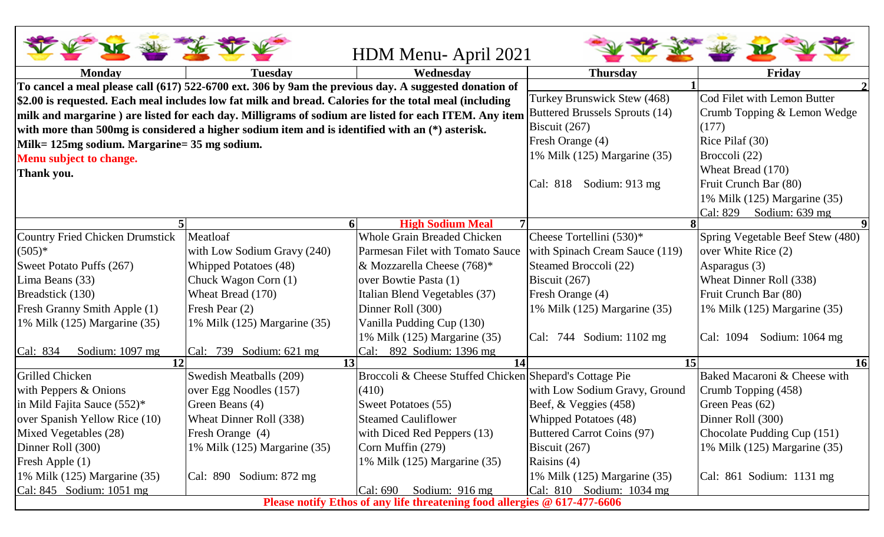# HDM Menu- April 2021

| Monday | Tuesday | Wednesday | Thursday | Friday |
|---|---|---|---|---|
| **To cancel a meal please call (617) 522-6700 ext. 306 by 9am the previous day. A suggested donation of $2.00 is requested. Each meal includes low fat milk and bread. Calories for the total meal (including milk and margarine ) are listed for each day. Milligrams of sodium are listed for each ITEM. Any item with more than 500mg is considered a higher sodium item and is identified with an (*) asterisk.** **Milk= 125mg sodium. Margarine= 35 mg sodium.** **Menu subject to change.** **Thank you.** | | | **1**<br>Turkey Brunswick Stew (468)<br>Buttered Brussels Sprouts (14)<br>Biscuit (267)<br>Fresh Orange (4)<br>1% Milk (125) Margarine (35)<br><br>Cal: 818 Sodium: 913 mg | **2**<br>Cod Filet with Lemon Butter Crumb Topping & Lemon Wedge (177)<br>Rice Pilaf (30)<br>Broccoli (22)<br>Wheat Bread (170)<br>Fruit Crunch Bar (80)<br>1% Milk (125) Margarine (35)<br>Cal: 829 Sodium: 639 mg |
| **5**<br>Country Fried Chicken Drumstick (505)*<br>Sweet Potato Puffs (267)<br>Lima Beans (33)<br>Breadstick (130)<br>Fresh Granny Smith Apple (1)<br>1% Milk (125) Margarine (35)<br><br>Cal: 834 Sodium: 1097 mg | **6**<br>Meatloaf with Low Sodium Gravy (240)<br>Whipped Potatoes (48)<br>Chuck Wagon Corn (1)<br>Wheat Bread (170)<br>Fresh Pear (2)<br>1% Milk (125) Margarine (35)<br><br>Cal: 739 Sodium: 621 mg | **High Sodium Meal 7**<br>Whole Grain Breaded Chicken Parmesan Filet with Tomato Sauce & Mozzarella Cheese (768)*<br>over Bowtie Pasta (1)<br>Italian Blend Vegetables (37)<br>Dinner Roll (300)<br>Vanilla Pudding Cup (130)<br>1% Milk (125) Margarine (35)<br>Cal: 892 Sodium: 1396 mg | **8**<br>Cheese Tortellini (530)*<br>with Spinach Cream Sauce (119)<br>Steamed Broccoli (22)<br>Biscuit (267)<br>Fresh Orange (4)<br>1% Milk (125) Margarine (35)<br><br>Cal: 744 Sodium: 1102 mg | **9**<br>Spring Vegetable Beef Stew (480)<br>over White Rice (2)<br>Asparagus (3)<br>Wheat Dinner Roll (338)<br>Fruit Crunch Bar (80)<br>1% Milk (125) Margarine (35)<br><br>Cal: 1094 Sodium: 1064 mg |
| **12**<br>Grilled Chicken with Peppers & Onions in Mild Fajita Sauce (552)*<br>over Spanish Yellow Rice (10)<br>Mixed Vegetables (28)<br>Dinner Roll (300)<br>Fresh Apple (1)<br>1% Milk (125) Margarine (35)<br>Cal: 845 Sodium: 1051 mg | **13**<br>Swedish Meatballs (209)<br>over Egg Noodles (157)<br>Green Beans (4)<br>Wheat Dinner Roll (338)<br>Fresh Orange (4)<br>1% Milk (125) Margarine (35)<br><br>Cal: 890 Sodium: 872 mg | **14**<br>Broccoli & Cheese Stuffed Chicken (410)<br>Sweet Potatoes (55)<br>Steamed Cauliflower with Diced Red Peppers (13)<br>Corn Muffin (279)<br>1% Milk (125) Margarine (35)<br><br>Cal: 690 Sodium: 916 mg | **15**<br>Shepard's Cottage Pie with Low Sodium Gravy, Ground Beef, & Veggies (458)<br>Whipped Potatoes (48)<br>Buttered Carrot Coins (97)<br>Biscuit (267)<br>Raisins (4)<br>1% Milk (125) Margarine (35)<br>Cal: 810 Sodium: 1034 mg | **16**<br>Baked Macaroni & Cheese with Crumb Topping (458)<br>Green Peas (62)<br>Dinner Roll (300)<br>Chocolate Pudding Cup (151)<br>1% Milk (125) Margarine (35)<br><br>Cal: 861 Sodium: 1131 mg |

**Please notify Ethos of any life threatening food allergies @ 617-477-6606**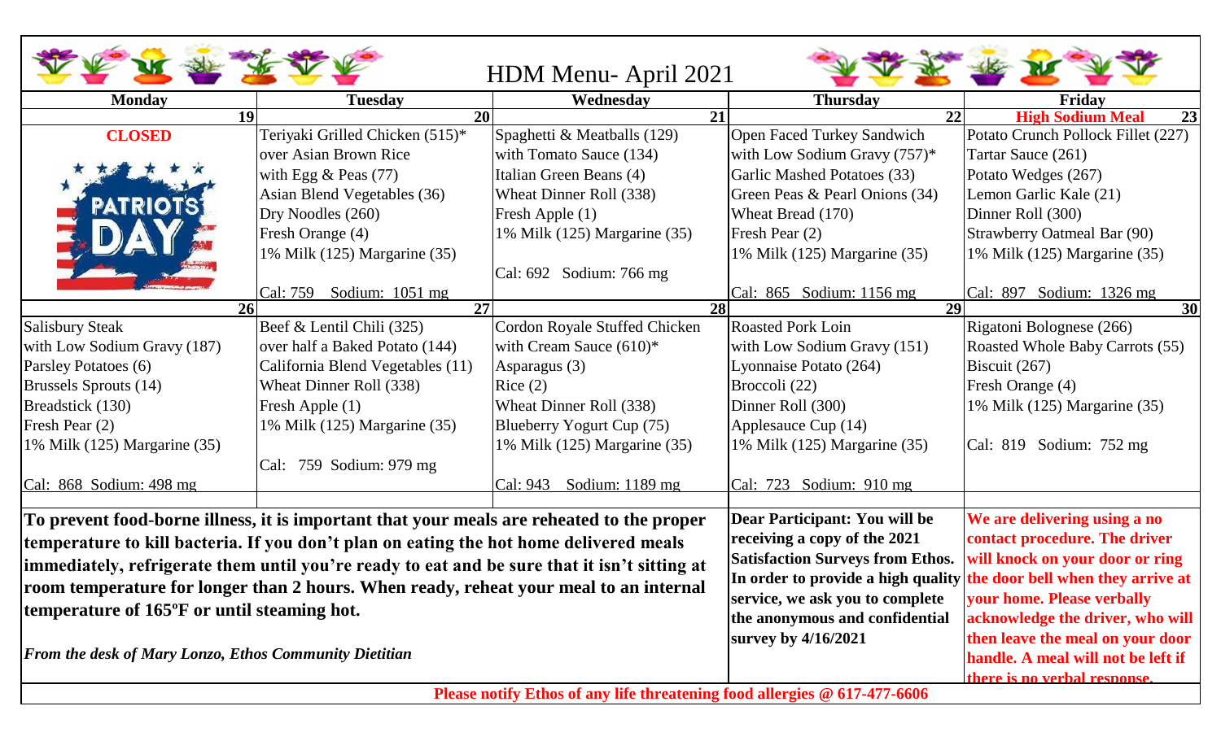# HDM Menu- April 2021

| Monday | Tuesday | Wednesday | Thursday | Friday |
|---|---|---|---|---|
| 19 | 20 | 21 | 22 | **High Sodium Meal** 23 |
| **CLOSED**<br>PATRIOTS DAY | Teriyaki Grilled Chicken (515)*<br>over Asian Brown Rice<br>with Egg & Peas (77)<br>Asian Blend Vegetables (36)<br>Dry Noodles (260)<br>Fresh Orange (4)<br>1% Milk (125) Margarine (35)<br><br>Cal: 759 Sodium: 1051 mg | Spaghetti & Meatballs (129)<br>with Tomato Sauce (134)<br>Italian Green Beans (4)<br>Wheat Dinner Roll (338)<br>Fresh Apple (1)<br>1% Milk (125) Margarine (35)<br><br>Cal: 692 Sodium: 766 mg | Open Faced Turkey Sandwich<br>with Low Sodium Gravy (757)*<br>Garlic Mashed Potatoes (33)<br>Green Peas & Pearl Onions (34)<br>Wheat Bread (170)<br>Fresh Pear (2)<br>1% Milk (125) Margarine (35)<br><br>Cal: 865 Sodium: 1156 mg | Potato Crunch Pollock Fillet (227)<br>Tartar Sauce (261)<br>Potato Wedges (267)<br>Lemon Garlic Kale (21)<br>Dinner Roll (300)<br>Strawberry Oatmeal Bar (90)<br>1% Milk (125) Margarine (35)<br><br>Cal: 897 Sodium: 1326 mg |
| 26 | 27 | 28 | 29 | 30 |
| Salisbury Steak<br>with Low Sodium Gravy (187)<br>Parsley Potatoes (6)<br>Brussels Sprouts (14)<br>Breadstick (130)<br>Fresh Pear (2)<br>1% Milk (125) Margarine (35)<br><br>Cal: 868 Sodium: 498 mg | Beef & Lentil Chili (325)<br>over half a Baked Potato (144)<br>California Blend Vegetables (11)<br>Wheat Dinner Roll (338)<br>Fresh Apple (1)<br>1% Milk (125) Margarine (35)<br><br>Cal: 759 Sodium: 979 mg | Cordon Royale Stuffed Chicken<br>with Cream Sauce (610)*<br>Asparagus (3)<br>Rice (2)<br>Wheat Dinner Roll (338)<br>Blueberry Yogurt Cup (75)<br>1% Milk (125) Margarine (35)<br><br>Cal: 943 Sodium: 1189 mg | Roasted Pork Loin<br>with Low Sodium Gravy (151)<br>Lyonnaise Potato (264)<br>Broccoli (22)<br>Dinner Roll (300)<br>Applesauce Cup (14)<br>1% Milk (125) Margarine (35)<br><br>Cal: 723 Sodium: 910 mg | Rigatoni Bolognese (266)<br>Roasted Whole Baby Carrots (55)<br>Biscuit (267)<br>Fresh Orange (4)<br>1% Milk (125) Margarine (35)<br><br>Cal: 819 Sodium: 752 mg |

**To prevent food-borne illness, it is important that your meals are reheated to the proper temperature to kill bacteria. If you don't plan on eating the hot home delivered meals immediately, refrigerate them until you're ready to eat and be sure that it isn't sitting at room temperature for longer than 2 hours. When ready, reheat your meal to an internal temperature of 165ºF or until steaming hot.**

***From the desk of Mary Lonzo, Ethos Community Dietitian***

**Dear Participant: You will be receiving a copy of the 2021 Satisfaction Surveys from Ethos. In order to provide a high quality service, we ask you to complete the anonymous and confidential survey by 4/16/2021**

**We are delivering using a no contact procedure. The driver will knock on your door or ring the door bell when they arrive at your home. Please verbally acknowledge the driver, who will then leave the meal on your door handle. A meal will not be left if there is no verbal response.**

**Please notify Ethos of any life threatening food allergies @ 617-477-6606**